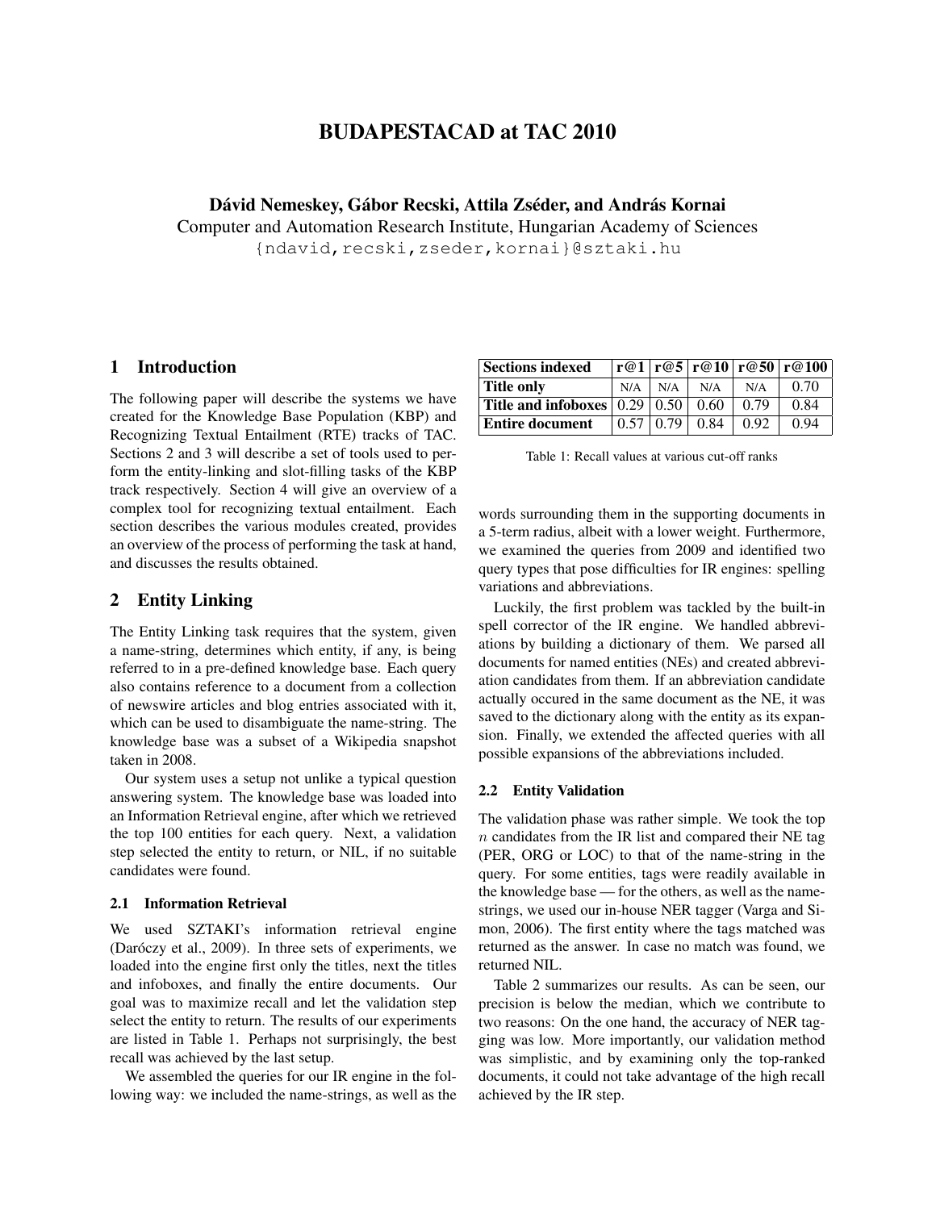# BUDAPESTACAD at TAC 2010

**Dávid Nemeskey, Gábor Recski, Attila Zséder, and András Kornai**
Computer and Automation Research Institute, Hungarian Academy of Sciences
{ndavid,recski,zseder,kornai}@sztaki.hu

## 1 Introduction

The following paper will describe the systems we have created for the Knowledge Base Population (KBP) and Recognizing Textual Entailment (RTE) tracks of TAC. Sections 2 and 3 will describe a set of tools used to perform the entity-linking and slot-filling tasks of the KBP track respectively. Section 4 will give an overview of a complex tool for recognizing textual entailment. Each section describes the various modules created, provides an overview of the process of performing the task at hand, and discusses the results obtained.

## 2 Entity Linking

The Entity Linking task requires that the system, given a name-string, determines which entity, if any, is being referred to in a pre-defined knowledge base. Each query also contains reference to a document from a collection of newswire articles and blog entries associated with it, which can be used to disambiguate the name-string. The knowledge base was a subset of a Wikipedia snapshot taken in 2008.

Our system uses a setup not unlike a typical question answering system. The knowledge base was loaded into an Information Retrieval engine, after which we retrieved the top 100 entities for each query. Next, a validation step selected the entity to return, or NIL, if no suitable candidates were found.

### 2.1 Information Retrieval

We used SZTAKI's information retrieval engine (Daróczy et al., 2009). In three sets of experiments, we loaded into the engine first only the titles, next the titles and infoboxes, and finally the entire documents. Our goal was to maximize recall and let the validation step select the entity to return. The results of our experiments are listed in Table 1. Perhaps not surprisingly, the best recall was achieved by the last setup.

| Sections indexed | r@1 | r@5 | r@10 | r@50 | r@100 |
|---|---|---|---|---|---|
| Title only | N/A | N/A | N/A | N/A | 0.70 |
| Title and infoboxes | 0.29 | 0.50 | 0.60 | 0.79 | 0.84 |
| Entire document | 0.57 | 0.79 | 0.84 | 0.92 | 0.94 |

Table 1: Recall values at various cut-off ranks

We assembled the queries for our IR engine in the following way: we included the name-strings, as well as the words surrounding them in the supporting documents in a 5-term radius, albeit with a lower weight. Furthermore, we examined the queries from 2009 and identified two query types that pose difficulties for IR engines: spelling variations and abbreviations.

Luckily, the first problem was tackled by the built-in spell corrector of the IR engine. We handled abbreviations by building a dictionary of them. We parsed all documents for named entities (NEs) and created abbreviation candidates from them. If an abbreviation candidate actually occured in the same document as the NE, it was saved to the dictionary along with the entity as its expansion. Finally, we extended the affected queries with all possible expansions of the abbreviations included.

### 2.2 Entity Validation

The validation phase was rather simple. We took the top $n$ candidates from the IR list and compared their NE tag (PER, ORG or LOC) to that of the name-string in the query. For some entities, tags were readily available in the knowledge base — for the others, as well as the name-strings, we used our in-house NER tagger (Varga and Simon, 2006). The first entity where the tags matched was returned as the answer. In case no match was found, we returned NIL.

Table 2 summarizes our results. As can be seen, our precision is below the median, which we contribute to two reasons: On the one hand, the accuracy of NER tagging was low. More importantly, our validation method was simplistic, and by examining only the top-ranked documents, it could not take advantage of the high recall achieved by the IR step.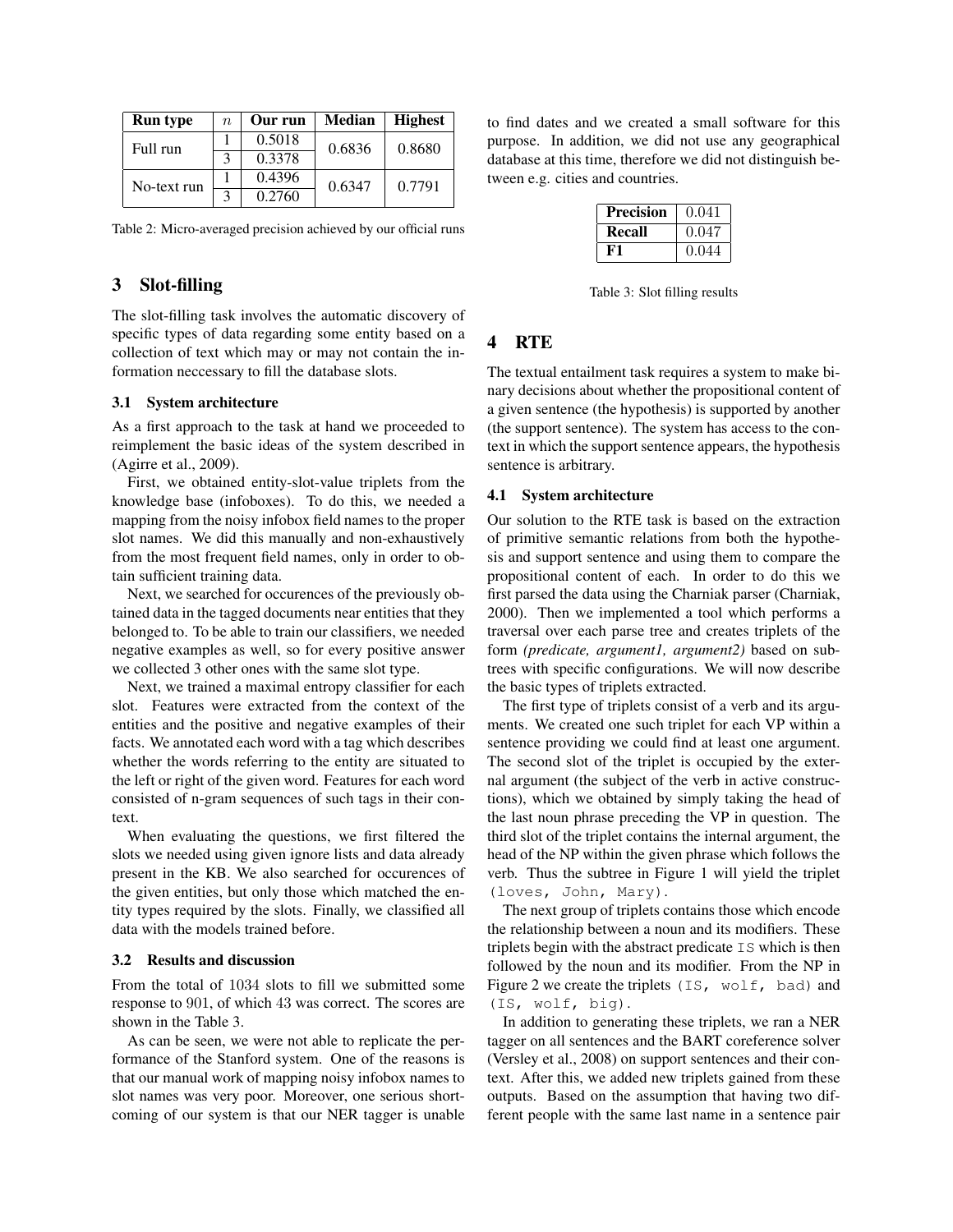| Run type | $n$ | Our run | Median | Highest |
|---|---|---|---|---|
| Full run | 1 | 0.5018 | 0.6836 | 0.8680 |
| | 3 | 0.3378 | | |
| No-text run | 1 | 0.4396 | 0.6347 | 0.7791 |
| | 3 | 0.2760 | | |

Table 2: Micro-averaged precision achieved by our official runs

## 3 Slot-filling

The slot-filling task involves the automatic discovery of specific types of data regarding some entity based on a collection of text which may or may not contain the information neccessary to fill the database slots.

### 3.1 System architecture

As a first approach to the task at hand we proceeded to reimplement the basic ideas of the system described in (Agirre et al., 2009).

First, we obtained entity-slot-value triplets from the knowledge base (infoboxes). To do this, we needed a mapping from the noisy infobox field names to the proper slot names. We did this manually and non-exhaustively from the most frequent field names, only in order to obtain sufficient training data.

Next, we searched for occurences of the previously obtained data in the tagged documents near entities that they belonged to. To be able to train our classifiers, we needed negative examples as well, so for every positive answer we collected 3 other ones with the same slot type.

Next, we trained a maximal entropy classifier for each slot. Features were extracted from the context of the entities and the positive and negative examples of their facts. We annotated each word with a tag which describes whether the words referring to the entity are situated to the left or right of the given word. Features for each word consisted of n-gram sequences of such tags in their context.

When evaluating the questions, we first filtered the slots we needed using given ignore lists and data already present in the KB. We also searched for occurences of the given entities, but only those which matched the entity types required by the slots. Finally, we classified all data with the models trained before.

### 3.2 Results and discussion

From the total of 1034 slots to fill we submitted some response to 901, of which 43 was correct. The scores are shown in the Table 3.

As can be seen, we were not able to replicate the performance of the Stanford system. One of the reasons is that our manual work of mapping noisy infobox names to slot names was very poor. Moreover, one serious shortcoming of our system is that our NER tagger is unable to find dates and we created a small software for this purpose. In addition, we did not use any geographical database at this time, therefore we did not distinguish between e.g. cities and countries.

| | |
|---|---|
| **Precision** | 0.041 |
| **Recall** | 0.047 |
| **F1** | 0.044 |

Table 3: Slot filling results

## 4 RTE

The textual entailment task requires a system to make binary decisions about whether the propositional content of a given sentence (the hypothesis) is supported by another (the support sentence). The system has access to the context in which the support sentence appears, the hypothesis sentence is arbitrary.

### 4.1 System architecture

Our solution to the RTE task is based on the extraction of primitive semantic relations from both the hypothesis and support sentence and using them to compare the propositional content of each. In order to do this we first parsed the data using the Charniak parser (Charniak, 2000). Then we implemented a tool which performs a traversal over each parse tree and creates triplets of the form *(predicate, argument1, argument2)* based on subtrees with specific configurations. We will now describe the basic types of triplets extracted.

The first type of triplets consist of a verb and its arguments. We created one such triplet for each VP within a sentence providing we could find at least one argument. The second slot of the triplet is occupied by the external argument (the subject of the verb in active constructions), which we obtained by simply taking the head of the last noun phrase preceding the VP in question. The third slot of the triplet contains the internal argument, the head of the NP within the given phrase which follows the verb. Thus the subtree in Figure 1 will yield the triplet `(loves, John, Mary)`.

The next group of triplets contains those which encode the relationship between a noun and its modifiers. These triplets begin with the abstract predicate `IS` which is then followed by the noun and its modifier. From the NP in Figure 2 we create the triplets `(IS, wolf, bad)` and `(IS, wolf, big)`.

In addition to generating these triplets, we ran a NER tagger on all sentences and the BART coreference solver (Versley et al., 2008) on support sentences and their context. After this, we added new triplets gained from these outputs. Based on the assumption that having two different people with the same last name in a sentence pair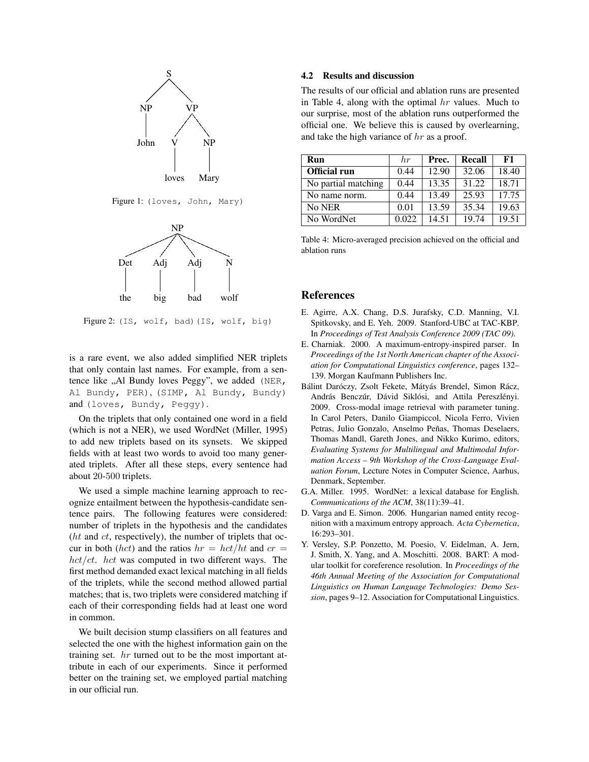S
NP VP
John V NP
loves Mary

Figure 1: (loves, John, Mary)

NP
Det Adj Adj N
the big bad wolf

Figure 2: (IS, wolf, bad)(IS, wolf, big)

is a rare event, we also added simplified NER triplets that only contain last names. For example, from a sentence like „Al Bundy loves Peggy", we added (NER, Al Bundy, PER), (SIMP, Al Bundy, Bundy) and (loves, Bundy, Peggy).

On the triplets that only contained one word in a field (which is not a NER), we used WordNet (Miller, 1995) to add new triplets based on its synsets. We skipped fields with at least two words to avoid too many generated triplets. After all these steps, every sentence had about 20-500 triplets.

We used a simple machine learning approach to recognize entailment between the hypothesis-candidate sentence pairs. The following features were considered: number of triplets in the hypothesis and the candidates ($ht$ and $ct$, respectively), the number of triplets that occur in both ($hct$) and the ratios $hr = hct/ht$ and $cr = hct/ct$. $hct$ was computed in two different ways. The first method demanded exact lexical matching in all fields of the triplets, while the second method allowed partial matches; that is, two triplets were considered matching if each of their corresponding fields had at least one word in common.

We built decision stump classifiers on all features and selected the one with the highest information gain on the training set. $hr$ turned out to be the most important attribute in each of our experiments. Since it performed better on the training set, we employed partial matching in our official run.

### 4.2 Results and discussion

The results of our official and ablation runs are presented in Table 4, along with the optimal $hr$ values. Much to our surprise, most of the ablation runs outperformed the official one. We believe this is caused by overlearning, and take the high variance of $hr$ as a proof.

| Run | $hr$ | Prec. | Recall | F1 |
|---|---|---|---|---|
| **Official run** | 0.44 | 12.90 | 32.06 | 18.40 |
| No partial matching | 0.44 | 13.35 | 31.22 | 18.71 |
| No name norm. | 0.44 | 13.49 | 25.93 | 17.75 |
| No NER | 0.01 | 13.59 | 35.34 | 19.63 |
| No WordNet | 0.022 | 14.51 | 19.74 | 19.51 |

Table 4: Micro-averaged precision achieved on the official and ablation runs

## References

E. Agirre, A.X. Chang, D.S. Jurafsky, C.D. Manning, V.I. Spitkovsky, and E. Yeh. 2009. Stanford-UBC at TAC-KBP. In *Proceedings of Test Analysis Conference 2009 (TAC 09)*.

E. Charniak. 2000. A maximum-entropy-inspired parser. In *Proceedings of the 1st North American chapter of the Association for Computational Linguistics conference*, pages 132–139. Morgan Kaufmann Publishers Inc.

Bálint Daróczy, Zsolt Fekete, Mátyás Brendel, Simon Rácz, András Benczúr, Dávid Siklósi, and Attila Pereszlényi. 2009. Cross-modal image retrieval with parameter tuning. In Carol Peters, Danilo Giampiccol, Nicola Ferro, Vivien Petras, Julio Gonzalo, Anselmo Peñas, Thomas Deselaers, Thomas Mandl, Gareth Jones, and Nikko Kurimo, editors, *Evaluating Systems for Multilingual and Multimodal Information Access – 9th Workshop of the Cross-Language Evaluation Forum*, Lecture Notes in Computer Science, Aarhus, Denmark, September.

G.A. Miller. 1995. WordNet: a lexical database for English. *Communications of the ACM*, 38(11):39–41.

D. Varga and E. Simon. 2006. Hungarian named entity recognition with a maximum entropy approach. *Acta Cybernetica*, 16:293–301.

Y. Versley, S.P. Ponzetto, M. Poesio, V. Eidelman, A. Jern, J. Smith, X. Yang, and A. Moschitti. 2008. BART: A modular toolkit for coreference resolution. In *Proceedings of the 46th Annual Meeting of the Association for Computational Linguistics on Human Language Technologies: Demo Session*, pages 9–12. Association for Computational Linguistics.